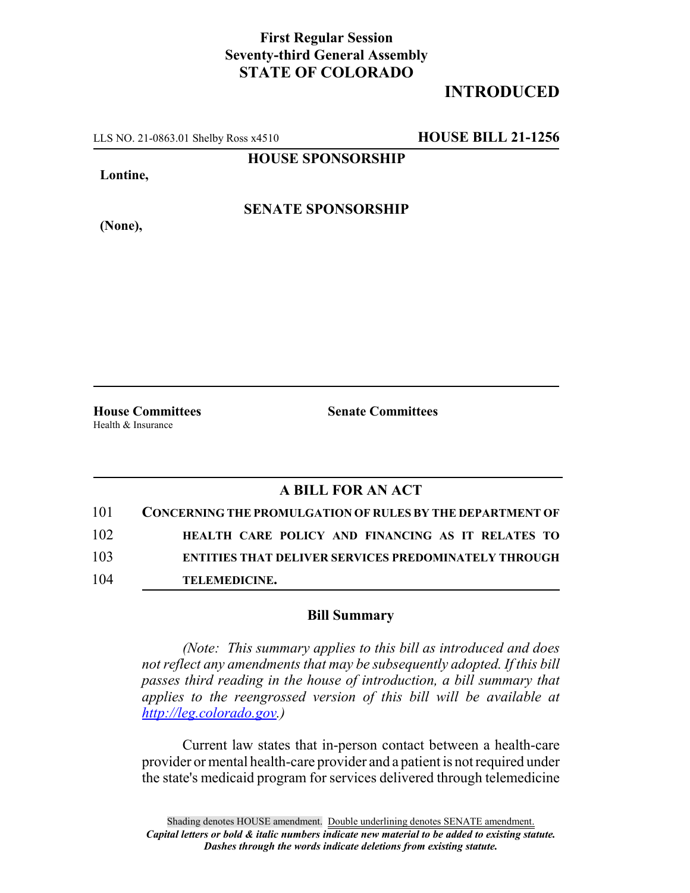**First Regular Session**
**Seventy-third General Assembly**
**STATE OF COLORADO**

# INTRODUCED

LLS NO. 21-0863.01 Shelby Ross x4510 **HOUSE BILL 21-1256**

**HOUSE SPONSORSHIP**

**Lontine,**

**SENATE SPONSORSHIP**

**(None),**

**House Committees**
Health & Insurance

**Senate Committees**

## A BILL FOR AN ACT

101 **CONCERNING THE PROMULGATION OF RULES BY THE DEPARTMENT OF**
102 **HEALTH CARE POLICY AND FINANCING AS IT RELATES TO**
103 **ENTITIES THAT DELIVER SERVICES PREDOMINATELY THROUGH**
104 **TELEMEDICINE.**

### Bill Summary

*(Note: This summary applies to this bill as introduced and does not reflect any amendments that may be subsequently adopted. If this bill passes third reading in the house of introduction, a bill summary that applies to the reengrossed version of this bill will be available at http://leg.colorado.gov.)*

Current law states that in-person contact between a health-care provider or mental health-care provider and a patient is not required under the state's medicaid program for services delivered through telemedicine

Shading denotes HOUSE amendment. Double underlining denotes SENATE amendment.
*Capital letters or bold & italic numbers indicate new material to be added to existing statute.*
*Dashes through the words indicate deletions from existing statute.*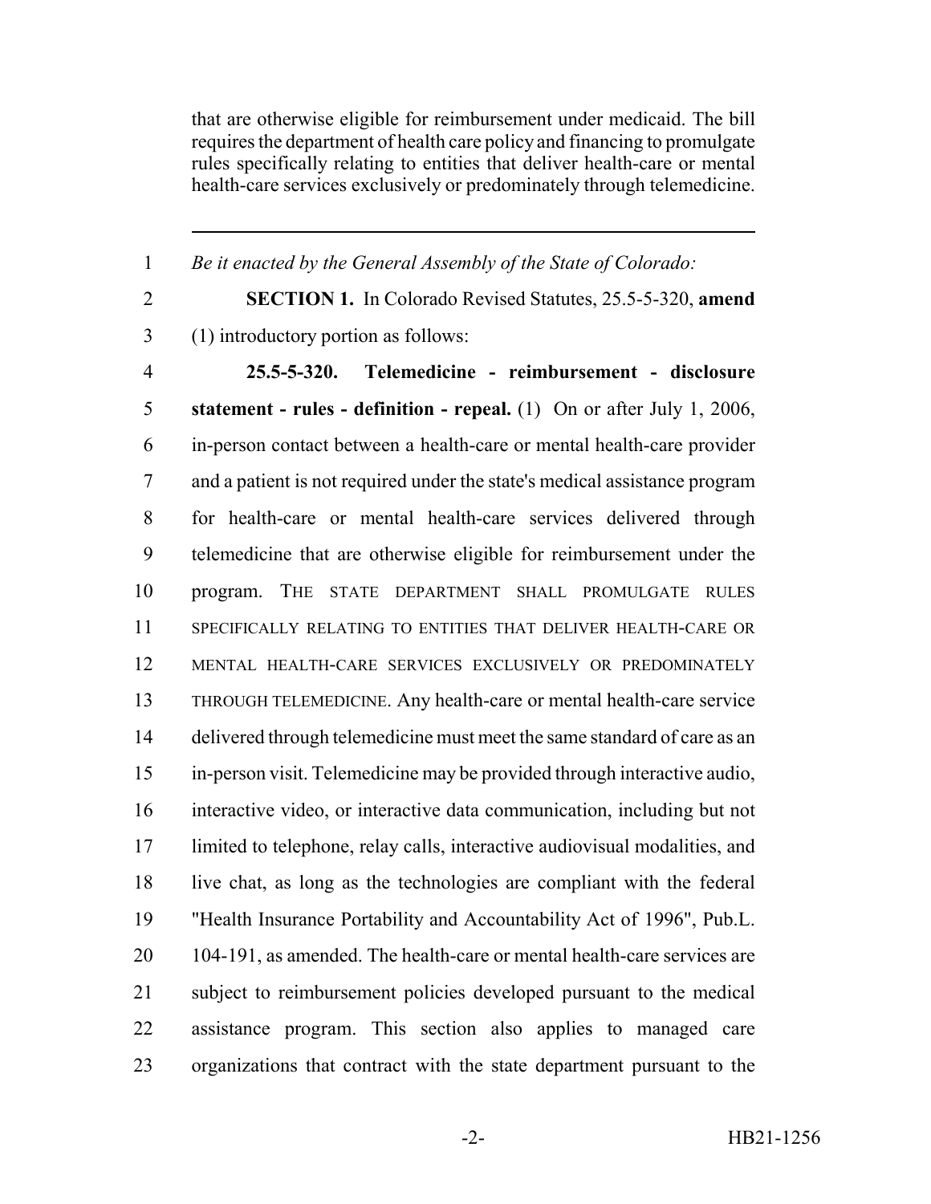that are otherwise eligible for reimbursement under medicaid. The bill requires the department of health care policy and financing to promulgate rules specifically relating to entities that deliver health-care or mental health-care services exclusively or predominately through telemedicine.

---

1 *Be it enacted by the General Assembly of the State of Colorado:*

2 **SECTION 1.** In Colorado Revised Statutes, 25.5-5-320, **amend**
3 (1) introductory portion as follows:

4 **25.5-5-320. Telemedicine - reimbursement - disclosure**
5 **statement - rules - definition - repeal.** (1) On or after July 1, 2006,
6 in-person contact between a health-care or mental health-care provider
7 and a patient is not required under the state's medical assistance program
8 for health-care or mental health-care services delivered through
9 telemedicine that are otherwise eligible for reimbursement under the
10 program. THE STATE DEPARTMENT SHALL PROMULGATE RULES
11 SPECIFICALLY RELATING TO ENTITIES THAT DELIVER HEALTH-CARE OR
12 MENTAL HEALTH-CARE SERVICES EXCLUSIVELY OR PREDOMINATELY
13 THROUGH TELEMEDICINE. Any health-care or mental health-care service
14 delivered through telemedicine must meet the same standard of care as an
15 in-person visit. Telemedicine may be provided through interactive audio,
16 interactive video, or interactive data communication, including but not
17 limited to telephone, relay calls, interactive audiovisual modalities, and
18 live chat, as long as the technologies are compliant with the federal
19 "Health Insurance Portability and Accountability Act of 1996", Pub.L.
20 104-191, as amended. The health-care or mental health-care services are
21 subject to reimbursement policies developed pursuant to the medical
22 assistance program. This section also applies to managed care
23 organizations that contract with the state department pursuant to the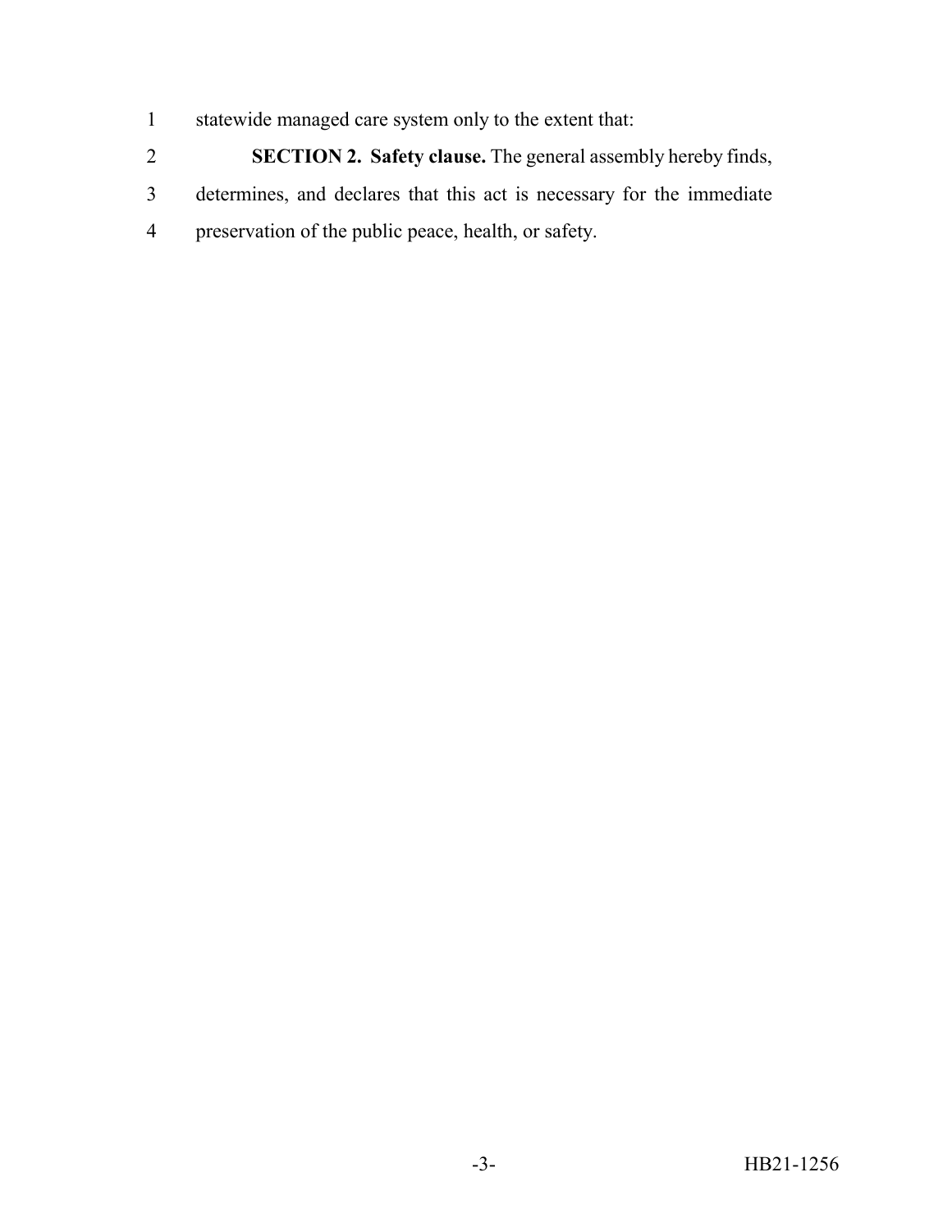statewide managed care system only to the extent that:

**SECTION 2. Safety clause.** The general assembly hereby finds, determines, and declares that this act is necessary for the immediate preservation of the public peace, health, or safety.